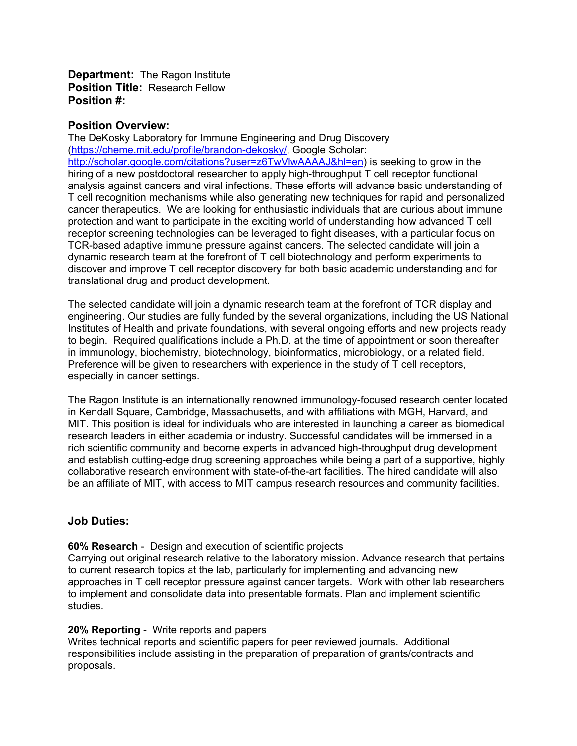**Department:** The Ragon Institute
**Position Title:** Research Fellow
**Position #:**

## Position Overview:

The DeKosky Laboratory for Immune Engineering and Drug Discovery ([https://cheme.mit.edu/profile/brandon-dekosky/](https://cheme.mit.edu/profile/brandon-dekosky/), Google Scholar: [http://scholar.google.com/citations?user=z6TwVlwAAAAJ&hl=en](http://scholar.google.com/citations?user=z6TwVlwAAAAJ&hl=en)) is seeking to grow in the hiring of a new postdoctoral researcher to apply high-throughput T cell receptor functional analysis against cancers and viral infections. These efforts will advance basic understanding of T cell recognition mechanisms while also generating new techniques for rapid and personalized cancer therapeutics. We are looking for enthusiastic individuals that are curious about immune protection and want to participate in the exciting world of understanding how advanced T cell receptor screening technologies can be leveraged to fight diseases, with a particular focus on TCR-based adaptive immune pressure against cancers. The selected candidate will join a dynamic research team at the forefront of T cell biotechnology and perform experiments to discover and improve T cell receptor discovery for both basic academic understanding and for translational drug and product development.

The selected candidate will join a dynamic research team at the forefront of TCR display and engineering. Our studies are fully funded by the several organizations, including the US National Institutes of Health and private foundations, with several ongoing efforts and new projects ready to begin. Required qualifications include a Ph.D. at the time of appointment or soon thereafter in immunology, biochemistry, biotechnology, bioinformatics, microbiology, or a related field. Preference will be given to researchers with experience in the study of T cell receptors, especially in cancer settings.

The Ragon Institute is an internationally renowned immunology-focused research center located in Kendall Square, Cambridge, Massachusetts, and with affiliations with MGH, Harvard, and MIT. This position is ideal for individuals who are interested in launching a career as biomedical research leaders in either academia or industry. Successful candidates will be immersed in a rich scientific community and become experts in advanced high-throughput drug development and establish cutting-edge drug screening approaches while being a part of a supportive, highly collaborative research environment with state-of-the-art facilities. The hired candidate will also be an affiliate of MIT, with access to MIT campus research resources and community facilities.

## Job Duties:

**60% Research** - Design and execution of scientific projects
Carrying out original research relative to the laboratory mission. Advance research that pertains to current research topics at the lab, particularly for implementing and advancing new approaches in T cell receptor pressure against cancer targets. Work with other lab researchers to implement and consolidate data into presentable formats. Plan and implement scientific studies.

**20% Reporting** - Write reports and papers
Writes technical reports and scientific papers for peer reviewed journals. Additional responsibilities include assisting in the preparation of preparation of grants/contracts and proposals.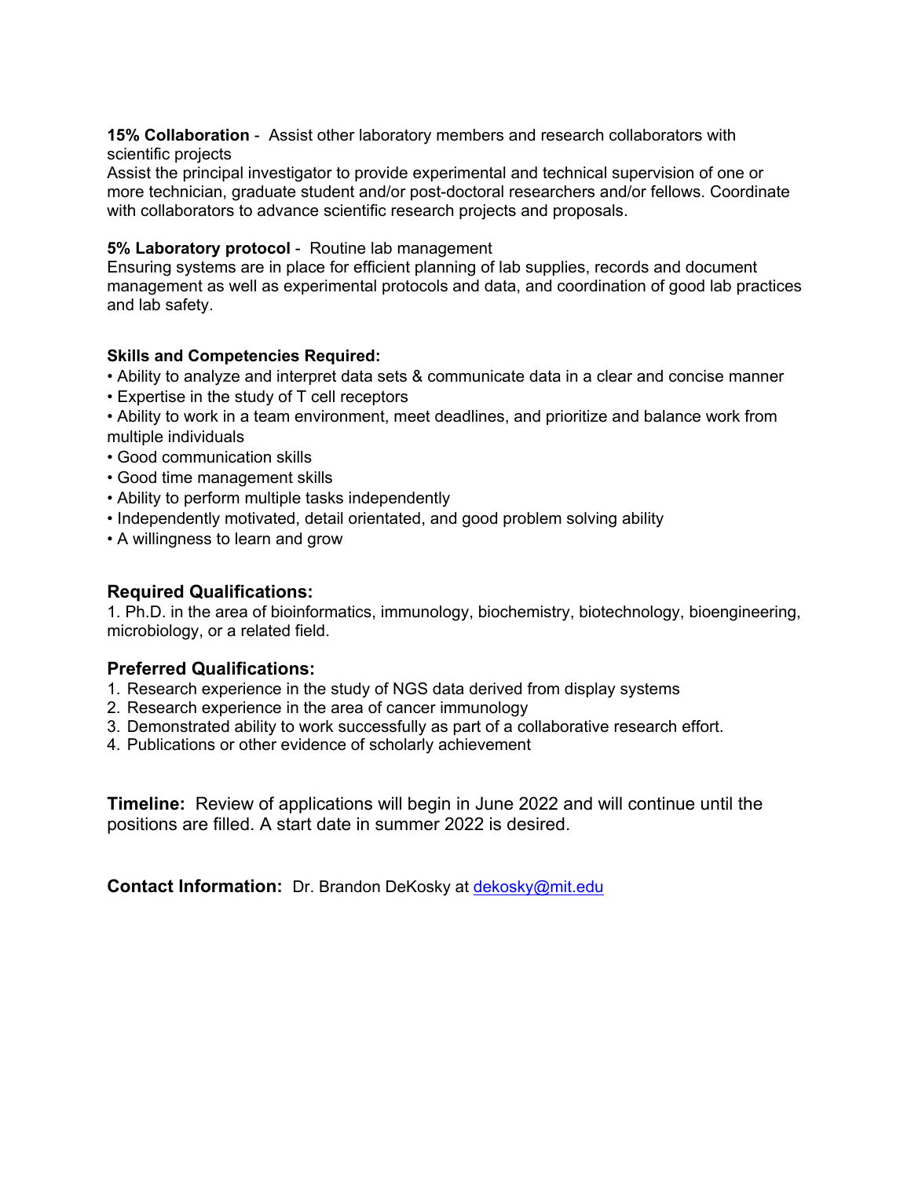**15% Collaboration** - Assist other laboratory members and research collaborators with scientific projects
Assist the principal investigator to provide experimental and technical supervision of one or more technician, graduate student and/or post-doctoral researchers and/or fellows. Coordinate with collaborators to advance scientific research projects and proposals.

**5% Laboratory protocol** - Routine lab management
Ensuring systems are in place for efficient planning of lab supplies, records and document management as well as experimental protocols and data, and coordination of good lab practices and lab safety.

**Skills and Competencies Required:**

- Ability to analyze and interpret data sets & communicate data in a clear and concise manner
- Expertise in the study of T cell receptors
- Ability to work in a team environment, meet deadlines, and prioritize and balance work from multiple individuals
- Good communication skills
- Good time management skills
- Ability to perform multiple tasks independently
- Independently motivated, detail orientated, and good problem solving ability
- A willingness to learn and grow

### Required Qualifications:

1. Ph.D. in the area of bioinformatics, immunology, biochemistry, biotechnology, bioengineering, microbiology, or a related field.

### Preferred Qualifications:

1. Research experience in the study of NGS data derived from display systems
2. Research experience in the area of cancer immunology
3. Demonstrated ability to work successfully as part of a collaborative research effort.
4. Publications or other evidence of scholarly achievement

**Timeline:** Review of applications will begin in June 2022 and will continue until the positions are filled. A start date in summer 2022 is desired.

**Contact Information:** Dr. Brandon DeKosky at dekosky@mit.edu